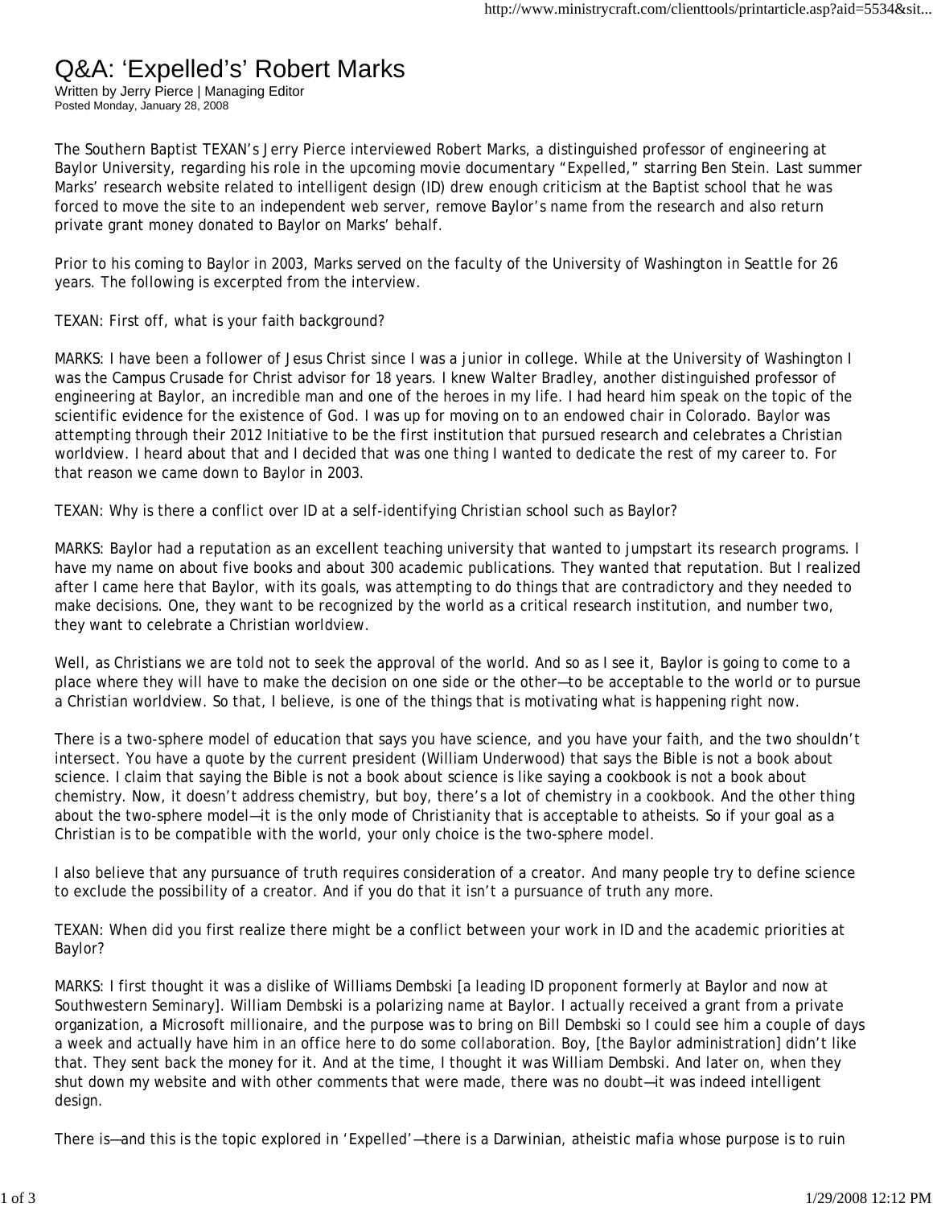# Q&A: 'Expelled's' Robert Marks

Written by Jerry Pierce | Managing Editor
Posted Monday, January 28, 2008

The Southern Baptist TEXAN's Jerry Pierce interviewed Robert Marks, a distinguished professor of engineering at Baylor University, regarding his role in the upcoming movie documentary "Expelled," starring Ben Stein. Last summer Marks' research website related to intelligent design (ID) drew enough criticism at the Baptist school that he was forced to move the site to an independent web server, remove Baylor's name from the research and also return private grant money donated to Baylor on Marks' behalf.

Prior to his coming to Baylor in 2003, Marks served on the faculty of the University of Washington in Seattle for 26 years. The following is excerpted from the interview.

TEXAN: First off, what is your faith background?

MARKS: I have been a follower of Jesus Christ since I was a junior in college. While at the University of Washington I was the Campus Crusade for Christ advisor for 18 years. I knew Walter Bradley, another distinguished professor of engineering at Baylor, an incredible man and one of the heroes in my life. I had heard him speak on the topic of the scientific evidence for the existence of God. I was up for moving on to an endowed chair in Colorado. Baylor was attempting through their 2012 Initiative to be the first institution that pursued research and celebrates a Christian worldview. I heard about that and I decided that was one thing I wanted to dedicate the rest of my career to. For that reason we came down to Baylor in 2003.

TEXAN: Why is there a conflict over ID at a self-identifying Christian school such as Baylor?

MARKS: Baylor had a reputation as an excellent teaching university that wanted to jumpstart its research programs. I have my name on about five books and about 300 academic publications. They wanted that reputation. But I realized after I came here that Baylor, with its goals, was attempting to do things that are contradictory and they needed to make decisions. One, they want to be recognized by the world as a critical research institution, and number two, they want to celebrate a Christian worldview.

Well, as Christians we are told not to seek the approval of the world. And so as I see it, Baylor is going to come to a place where they will have to make the decision on one side or the other—to be acceptable to the world or to pursue a Christian worldview. So that, I believe, is one of the things that is motivating what is happening right now.

There is a two-sphere model of education that says you have science, and you have your faith, and the two shouldn't intersect. You have a quote by the current president (William Underwood) that says the Bible is not a book about science. I claim that saying the Bible is not a book about science is like saying a cookbook is not a book about chemistry. Now, it doesn't address chemistry, but boy, there's a lot of chemistry in a cookbook. And the other thing about the two-sphere model—it is the only mode of Christianity that is acceptable to atheists. So if your goal as a Christian is to be compatible with the world, your only choice is the two-sphere model.

I also believe that any pursuance of truth requires consideration of a creator. And many people try to define science to exclude the possibility of a creator. And if you do that it isn't a pursuance of truth any more.

TEXAN: When did you first realize there might be a conflict between your work in ID and the academic priorities at Baylor?

MARKS: I first thought it was a dislike of Williams Dembski [a leading ID proponent formerly at Baylor and now at Southwestern Seminary]. William Dembski is a polarizing name at Baylor. I actually received a grant from a private organization, a Microsoft millionaire, and the purpose was to bring on Bill Dembski so I could see him a couple of days a week and actually have him in an office here to do some collaboration. Boy, [the Baylor administration] didn't like that. They sent back the money for it. And at the time, I thought it was William Dembski. And later on, when they shut down my website and with other comments that were made, there was no doubt—it was indeed intelligent design.

There is—and this is the topic explored in 'Expelled'—there is a Darwinian, atheistic mafia whose purpose is to ruin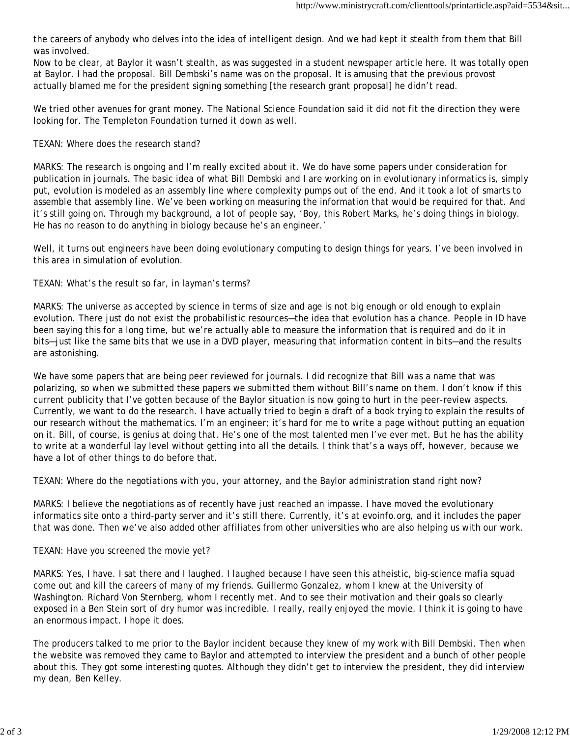the careers of anybody who delves into the idea of intelligent design. And we had kept it stealth from them that Bill was involved.
Now to be clear, at Baylor it wasn't stealth, as was suggested in a student newspaper article here. It was totally open at Baylor. I had the proposal. Bill Dembski's name was on the proposal. It is amusing that the previous provost actually blamed me for the president signing something [the research grant proposal] he didn't read.

We tried other avenues for grant money. The National Science Foundation said it did not fit the direction they were looking for. The Templeton Foundation turned it down as well.

TEXAN: Where does the research stand?

MARKS: The research is ongoing and I'm really excited about it. We do have some papers under consideration for publication in journals. The basic idea of what Bill Dembski and I are working on in evolutionary informatics is, simply put, evolution is modeled as an assembly line where complexity pumps out of the end. And it took a lot of smarts to assemble that assembly line. We've been working on measuring the information that would be required for that. And it's still going on. Through my background, a lot of people say, 'Boy, this Robert Marks, he's doing things in biology. He has no reason to do anything in biology because he's an engineer.'

Well, it turns out engineers have been doing evolutionary computing to design things for years. I've been involved in this area in simulation of evolution.

TEXAN: What's the result so far, in layman's terms?

MARKS: The universe as accepted by science in terms of size and age is not big enough or old enough to explain evolution. There just do not exist the probabilistic resources—the idea that evolution has a chance. People in ID have been saying this for a long time, but we're actually able to measure the information that is required and do it in bits—just like the same bits that we use in a DVD player, measuring that information content in bits—and the results are astonishing.

We have some papers that are being peer reviewed for journals. I did recognize that Bill was a name that was polarizing, so when we submitted these papers we submitted them without Bill's name on them. I don't know if this current publicity that I've gotten because of the Baylor situation is now going to hurt in the peer-review aspects. Currently, we want to do the research. I have actually tried to begin a draft of a book trying to explain the results of our research without the mathematics. I'm an engineer; it's hard for me to write a page without putting an equation on it. Bill, of course, is genius at doing that. He's one of the most talented men I've ever met. But he has the ability to write at a wonderful lay level without getting into all the details. I think that's a ways off, however, because we have a lot of other things to do before that.

TEXAN: Where do the negotiations with you, your attorney, and the Baylor administration stand right now?

MARKS: I believe the negotiations as of recently have just reached an impasse. I have moved the evolutionary informatics site onto a third-party server and it's still there. Currently, it's at evoinfo.org, and it includes the paper that was done. Then we've also added other affiliates from other universities who are also helping us with our work.

TEXAN: Have you screened the movie yet?

MARKS: Yes, I have. I sat there and I laughed. I laughed because I have seen this atheistic, big-science mafia squad come out and kill the careers of many of my friends. Guillermo Gonzalez, whom I knew at the University of Washington. Richard Von Sternberg, whom I recently met. And to see their motivation and their goals so clearly exposed in a Ben Stein sort of dry humor was incredible. I really, really enjoyed the movie. I think it is going to have an enormous impact. I hope it does.

The producers talked to me prior to the Baylor incident because they knew of my work with Bill Dembski. Then when the website was removed they came to Baylor and attempted to interview the president and a bunch of other people about this. They got some interesting quotes. Although they didn't get to interview the president, they did interview my dean, Ben Kelley.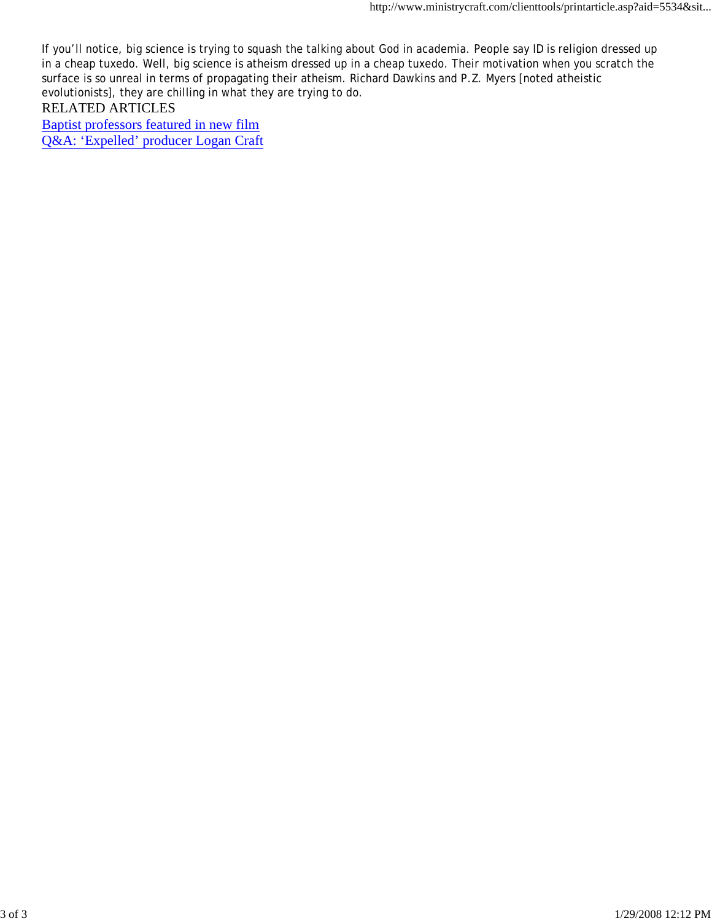If you'll notice, big science is trying to squash the talking about God in academia. People say ID is religion dressed up in a cheap tuxedo. Well, big science is atheism dressed up in a cheap tuxedo. Their motivation when you scratch the surface is so unreal in terms of propagating their atheism. Richard Dawkins and P.Z. Myers [noted atheistic evolutionists], they are chilling in what they are trying to do.

RELATED ARTICLES

Baptist professors featured in new film

Q&A: 'Expelled' producer Logan Craft